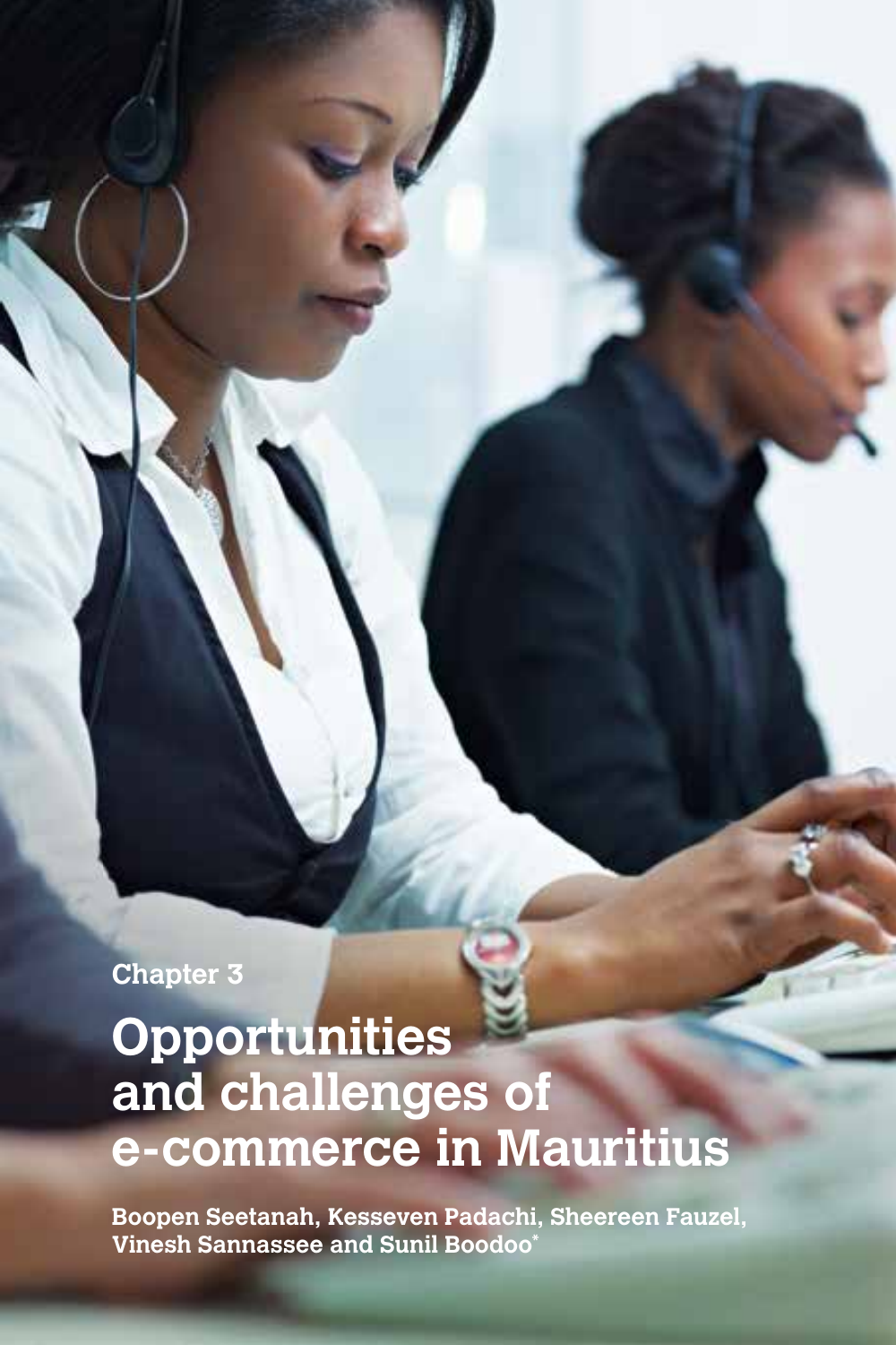Chapter 3

# Opportunities and challenges of e-commerce in Mauritius

**Boopen Seetanah, Kesseven Padachi, Sheereen Fauzel, Vinesh Sannassee and Sunil Boodoo***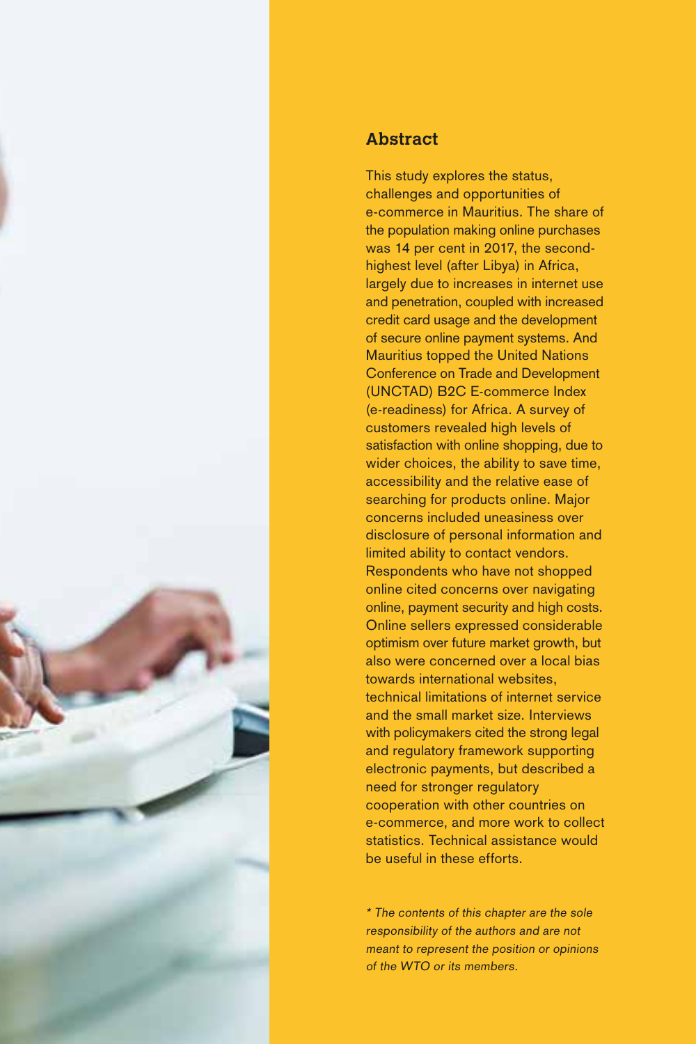## Abstract

This study explores the status, challenges and opportunities of e-commerce in Mauritius. The share of the population making online purchases was 14 per cent in 2017, the second-highest level (after Libya) in Africa, largely due to increases in internet use and penetration, coupled with increased credit card usage and the development of secure online payment systems. And Mauritius topped the United Nations Conference on Trade and Development (UNCTAD) B2C E-commerce Index (e-readiness) for Africa. A survey of customers revealed high levels of satisfaction with online shopping, due to wider choices, the ability to save time, accessibility and the relative ease of searching for products online. Major concerns included uneasiness over disclosure of personal information and limited ability to contact vendors. Respondents who have not shopped online cited concerns over navigating online, payment security and high costs. Online sellers expressed considerable optimism over future market growth, but also were concerned over a local bias towards international websites, technical limitations of internet service and the small market size. Interviews with policymakers cited the strong legal and regulatory framework supporting electronic payments, but described a need for stronger regulatory cooperation with other countries on e-commerce, and more work to collect statistics. Technical assistance would be useful in these efforts.

*\* The contents of this chapter are the sole responsibility of the authors and are not meant to represent the position or opinions of the WTO or its members.*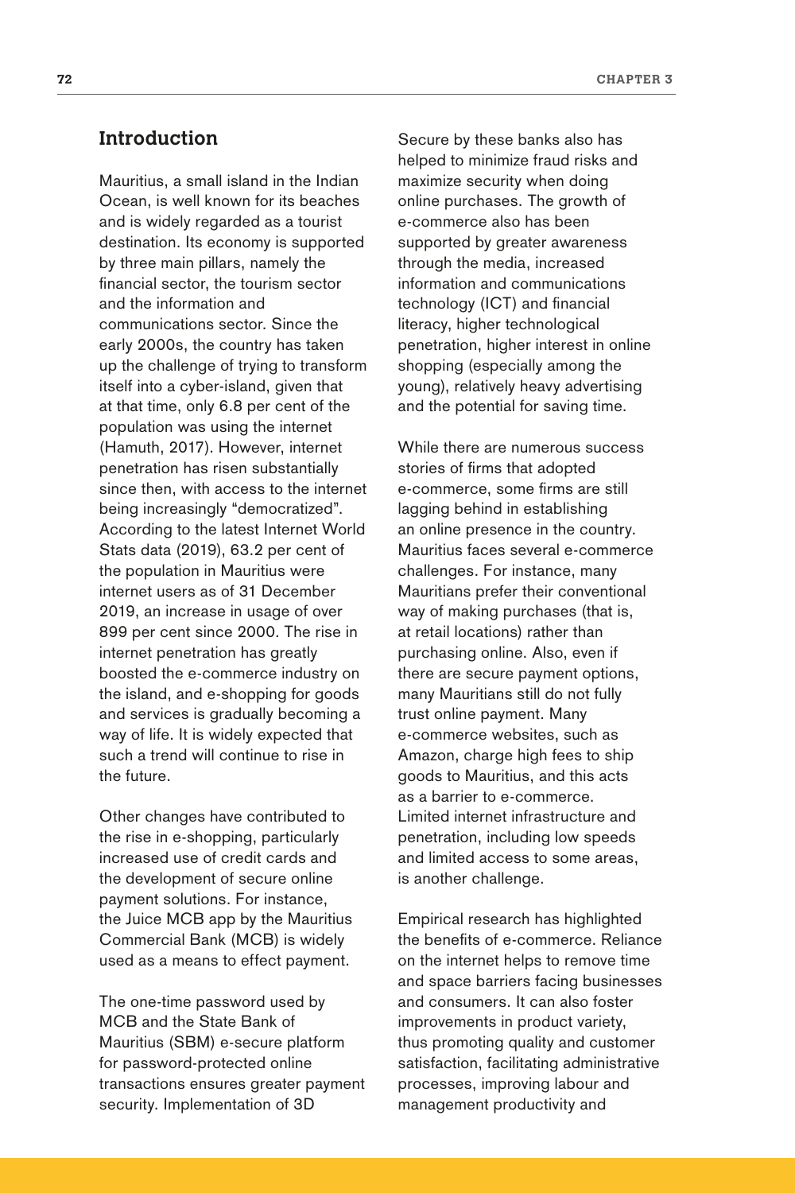## Introduction

Mauritius, a small island in the Indian Ocean, is well known for its beaches and is widely regarded as a tourist destination. Its economy is supported by three main pillars, namely the financial sector, the tourism sector and the information and communications sector. Since the early 2000s, the country has taken up the challenge of trying to transform itself into a cyber-island, given that at that time, only 6.8 per cent of the population was using the internet (Hamuth, 2017). However, internet penetration has risen substantially since then, with access to the internet being increasingly "democratized". According to the latest Internet World Stats data (2019), 63.2 per cent of the population in Mauritius were internet users as of 31 December 2019, an increase in usage of over 899 per cent since 2000. The rise in internet penetration has greatly boosted the e-commerce industry on the island, and e-shopping for goods and services is gradually becoming a way of life. It is widely expected that such a trend will continue to rise in the future.

Other changes have contributed to the rise in e-shopping, particularly increased use of credit cards and the development of secure online payment solutions. For instance, the Juice MCB app by the Mauritius Commercial Bank (MCB) is widely used as a means to effect payment.

The one-time password used by MCB and the State Bank of Mauritius (SBM) e-secure platform for password-protected online transactions ensures greater payment security. Implementation of 3D Secure by these banks also has helped to minimize fraud risks and maximize security when doing online purchases. The growth of e-commerce also has been supported by greater awareness through the media, increased information and communications technology (ICT) and financial literacy, higher technological penetration, higher interest in online shopping (especially among the young), relatively heavy advertising and the potential for saving time.

While there are numerous success stories of firms that adopted e-commerce, some firms are still lagging behind in establishing an online presence in the country. Mauritius faces several e-commerce challenges. For instance, many Mauritians prefer their conventional way of making purchases (that is, at retail locations) rather than purchasing online. Also, even if there are secure payment options, many Mauritians still do not fully trust online payment. Many e-commerce websites, such as Amazon, charge high fees to ship goods to Mauritius, and this acts as a barrier to e-commerce. Limited internet infrastructure and penetration, including low speeds and limited access to some areas, is another challenge.

Empirical research has highlighted the benefits of e-commerce. Reliance on the internet helps to remove time and space barriers facing businesses and consumers. It can also foster improvements in product variety, thus promoting quality and customer satisfaction, facilitating administrative processes, improving labour and management productivity and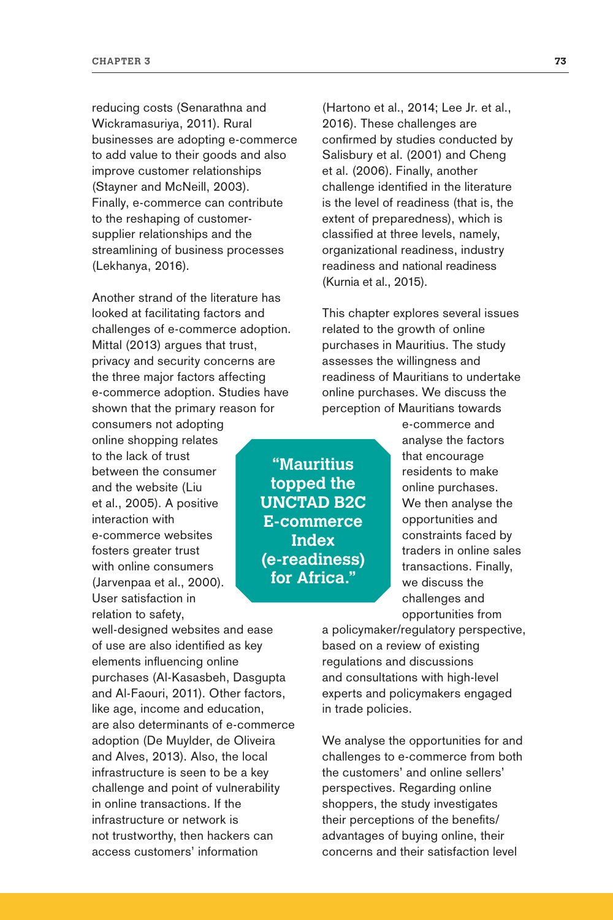reducing costs (Senarathna and Wickramasuriya, 2011). Rural businesses are adopting e-commerce to add value to their goods and also improve customer relationships (Stayner and McNeill, 2003). Finally, e-commerce can contribute to the reshaping of customer-supplier relationships and the streamlining of business processes (Lekhanya, 2016).

Another strand of the literature has looked at facilitating factors and challenges of e-commerce adoption. Mittal (2013) argues that trust, privacy and security concerns are the three major factors affecting e-commerce adoption. Studies have shown that the primary reason for consumers not adopting online shopping relates to the lack of trust between the consumer and the website (Liu et al., 2005). A positive interaction with e-commerce websites fosters greater trust with online consumers (Jarvenpaa et al., 2000). User satisfaction in relation to safety, well-designed websites and ease of use are also identified as key elements influencing online purchases (Al-Kasasbeh, Dasgupta and Al-Faouri, 2011). Other factors, like age, income and education, are also determinants of e-commerce adoption (De Muylder, de Oliveira and Alves, 2013). Also, the local infrastructure is seen to be a key challenge and point of vulnerability in online transactions. If the infrastructure or network is not trustworthy, then hackers can access customers' information (Hartono et al., 2014; Lee Jr. et al., 2016). These challenges are confirmed by studies conducted by Salisbury et al. (2001) and Cheng et al. (2006). Finally, another challenge identified in the literature is the level of readiness (that is, the extent of preparedness), which is classified at three levels, namely, organizational readiness, industry readiness and national readiness (Kurnia et al., 2015).

> **"Mauritius topped the UNCTAD B2C E-commerce Index (e-readiness) for Africa."**

This chapter explores several issues related to the growth of online purchases in Mauritius. The study assesses the willingness and readiness of Mauritians to undertake online purchases. We discuss the perception of Mauritians towards e-commerce and analyse the factors that encourage residents to make online purchases. We then analyse the opportunities and constraints faced by traders in online sales transactions. Finally, we discuss the challenges and opportunities from a policymaker/regulatory perspective, based on a review of existing regulations and discussions and consultations with high-level experts and policymakers engaged in trade policies.

We analyse the opportunities for and challenges to e-commerce from both the customers' and online sellers' perspectives. Regarding online shoppers, the study investigates their perceptions of the benefits/advantages of buying online, their concerns and their satisfaction level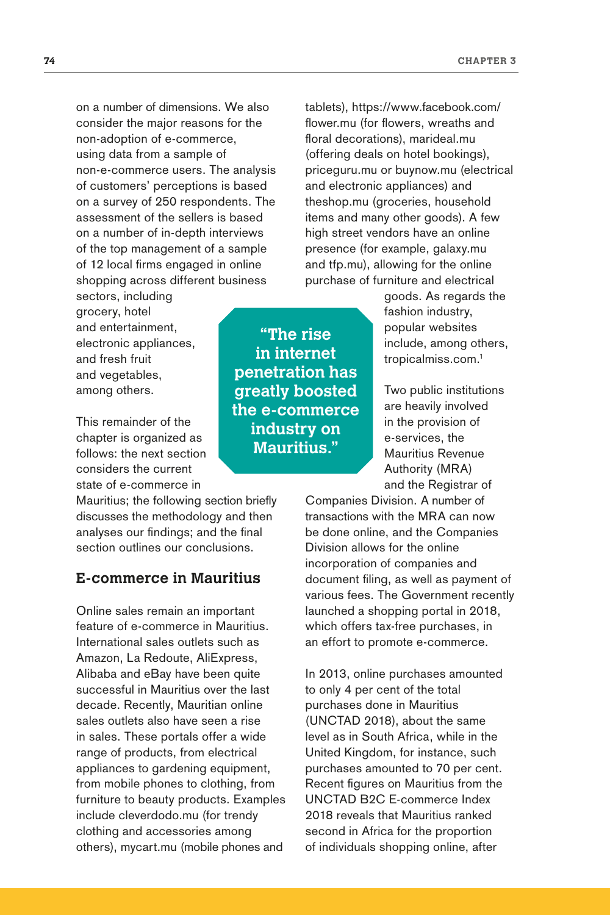on a number of dimensions. We also consider the major reasons for the non-adoption of e-commerce, using data from a sample of non-e-commerce users. The analysis of customers' perceptions is based on a survey of 250 respondents. The assessment of the sellers is based on a number of in-depth interviews of the top management of a sample of 12 local firms engaged in online shopping across different business sectors, including grocery, hotel and entertainment, electronic appliances, and fresh fruit and vegetables, among others.

This remainder of the chapter is organized as follows: the next section considers the current state of e-commerce in Mauritius; the following section briefly discusses the methodology and then analyses our findings; and the final section outlines our conclusions.

## E-commerce in Mauritius

Online sales remain an important feature of e-commerce in Mauritius. International sales outlets such as Amazon, La Redoute, AliExpress, Alibaba and eBay have been quite successful in Mauritius over the last decade. Recently, Mauritian online sales outlets also have seen a rise in sales. These portals offer a wide range of products, from electrical appliances to gardening equipment, from mobile phones to clothing, from furniture to beauty products. Examples include cleverdodo.mu (for trendy clothing and accessories among others), mycart.mu (mobile phones and tablets), https://www.facebook.com/flower.mu (for flowers, wreaths and floral decorations), marideal.mu (offering deals on hotel bookings), priceguru.mu or buynow.mu (electrical and electronic appliances) and theshop.mu (groceries, household items and many other goods). A few high street vendors have an online presence (for example, galaxy.mu and tfp.mu), allowing for the online purchase of furniture and electrical goods. As regards the fashion industry, popular websites include, among others, tropicalmiss.com.[1]

> **"The rise in internet penetration has greatly boosted the e-commerce industry on Mauritius."**

Two public institutions are heavily involved in the provision of e-services, the Mauritius Revenue Authority (MRA) and the Registrar of Companies Division. A number of transactions with the MRA can now be done online, and the Companies Division allows for the online incorporation of companies and document filing, as well as payment of various fees. The Government recently launched a shopping portal in 2018, which offers tax-free purchases, in an effort to promote e-commerce.

In 2013, online purchases amounted to only 4 per cent of the total purchases done in Mauritius (UNCTAD 2018), about the same level as in South Africa, while in the United Kingdom, for instance, such purchases amounted to 70 per cent. Recent figures on Mauritius from the UNCTAD B2C E-commerce Index 2018 reveals that Mauritius ranked second in Africa for the proportion of individuals shopping online, after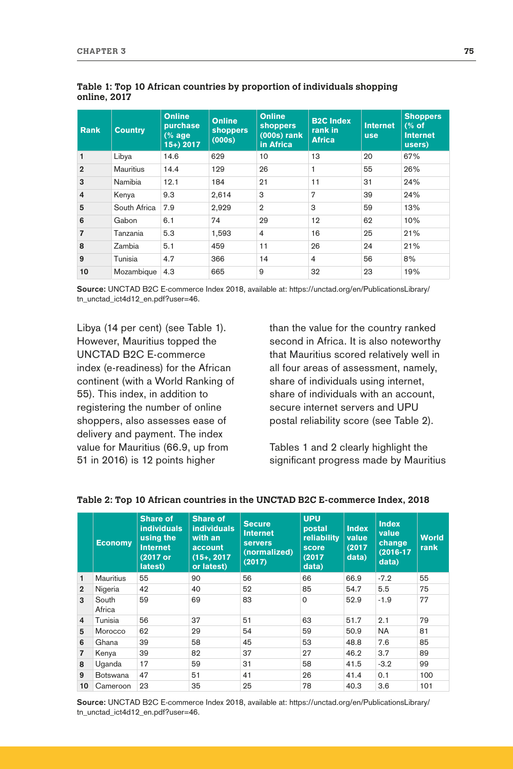**Table 1: Top 10 African countries by proportion of individuals shopping online, 2017**

| Rank | Country | Online purchase (% age 15+) 2017 | Online shoppers (000s) | Online shoppers (000s) rank in Africa | B2C Index rank in Africa | Internet use | Shoppers (% of Internet users) |
|---|---|---|---|---|---|---|---|
| 1 | Libya | 14.6 | 629 | 10 | 13 | 20 | 67% |
| 2 | Mauritius | 14.4 | 129 | 26 | 1 | 55 | 26% |
| 3 | Namibia | 12.1 | 184 | 21 | 11 | 31 | 24% |
| 4 | Kenya | 9.3 | 2,614 | 3 | 7 | 39 | 24% |
| 5 | South Africa | 7.9 | 2,929 | 2 | 3 | 59 | 13% |
| 6 | Gabon | 6.1 | 74 | 29 | 12 | 62 | 10% |
| 7 | Tanzania | 5.3 | 1,593 | 4 | 16 | 25 | 21% |
| 8 | Zambia | 5.1 | 459 | 11 | 26 | 24 | 21% |
| 9 | Tunisia | 4.7 | 366 | 14 | 4 | 56 | 8% |
| 10 | Mozambique | 4.3 | 665 | 9 | 32 | 23 | 19% |

**Source:** UNCTAD B2C E-commerce Index 2018, available at: https://unctad.org/en/PublicationsLibrary/tn_unctad_ict4d12_en.pdf?user=46.

Libya (14 per cent) (see Table 1). However, Mauritius topped the UNCTAD B2C E-commerce index (e-readiness) for the African continent (with a World Ranking of 55). This index, in addition to registering the number of online shoppers, also assesses ease of delivery and payment. The index value for Mauritius (66.9, up from 51 in 2016) is 12 points higher than the value for the country ranked second in Africa. It is also noteworthy that Mauritius scored relatively well in all four areas of assessment, namely, share of individuals using internet, share of individuals with an account, secure internet servers and UPU postal reliability score (see Table 2).

Tables 1 and 2 clearly highlight the significant progress made by Mauritius

**Table 2: Top 10 African countries in the UNCTAD B2C E-commerce Index, 2018**

| | Economy | Share of individuals using the Internet (2017 or latest) | Share of individuals with an account (15+, 2017 or latest) | Secure Internet servers (normalized) (2017) | UPU postal reliability score (2017 data) | Index value (2017 data) | Index value change (2016-17 data) | World rank |
|---|---|---|---|---|---|---|---|---|
| 1 | Mauritius | 55 | 90 | 56 | 66 | 66.9 | -7.2 | 55 |
| 2 | Nigeria | 42 | 40 | 52 | 85 | 54.7 | 5.5 | 75 |
| 3 | South Africa | 59 | 69 | 83 | 0 | 52.9 | -1.9 | 77 |
| 4 | Tunisia | 56 | 37 | 51 | 63 | 51.7 | 2.1 | 79 |
| 5 | Morocco | 62 | 29 | 54 | 59 | 50.9 | NA | 81 |
| 6 | Ghana | 39 | 58 | 45 | 53 | 48.8 | 7.6 | 85 |
| 7 | Kenya | 39 | 82 | 37 | 27 | 46.2 | 3.7 | 89 |
| 8 | Uganda | 17 | 59 | 31 | 58 | 41.5 | -3.2 | 99 |
| 9 | Botswana | 47 | 51 | 41 | 26 | 41.4 | 0.1 | 100 |
| 10 | Cameroon | 23 | 35 | 25 | 78 | 40.3 | 3.6 | 101 |

**Source:** UNCTAD B2C E-commerce Index 2018, available at: https://unctad.org/en/PublicationsLibrary/tn_unctad_ict4d12_en.pdf?user=46.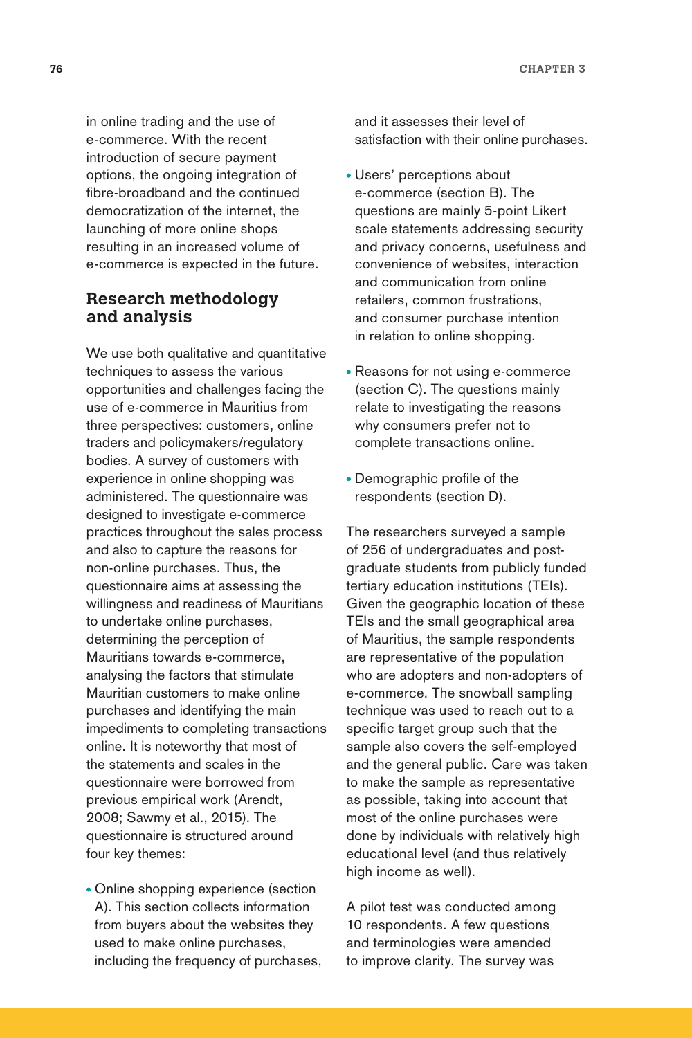in online trading and the use of e-commerce. With the recent introduction of secure payment options, the ongoing integration of fibre-broadband and the continued democratization of the internet, the launching of more online shops resulting in an increased volume of e-commerce is expected in the future.

## Research methodology and analysis

We use both qualitative and quantitative techniques to assess the various opportunities and challenges facing the use of e-commerce in Mauritius from three perspectives: customers, online traders and policymakers/regulatory bodies. A survey of customers with experience in online shopping was administered. The questionnaire was designed to investigate e-commerce practices throughout the sales process and also to capture the reasons for non-online purchases. Thus, the questionnaire aims at assessing the willingness and readiness of Mauritians to undertake online purchases, determining the perception of Mauritians towards e-commerce, analysing the factors that stimulate Mauritian customers to make online purchases and identifying the main impediments to completing transactions online. It is noteworthy that most of the statements and scales in the questionnaire were borrowed from previous empirical work (Arendt, 2008; Sawmy et al., 2015). The questionnaire is structured around four key themes:

- Online shopping experience (section A). This section collects information from buyers about the websites they used to make online purchases, including the frequency of purchases, and it assesses their level of satisfaction with their online purchases.
- Users' perceptions about e-commerce (section B). The questions are mainly 5-point Likert scale statements addressing security and privacy concerns, usefulness and convenience of websites, interaction and communication from online retailers, common frustrations, and consumer purchase intention in relation to online shopping.
- Reasons for not using e-commerce (section C). The questions mainly relate to investigating the reasons why consumers prefer not to complete transactions online.
- Demographic profile of the respondents (section D).

The researchers surveyed a sample of 256 of undergraduates and post-graduate students from publicly funded tertiary education institutions (TEIs). Given the geographic location of these TEIs and the small geographical area of Mauritius, the sample respondents are representative of the population who are adopters and non-adopters of e-commerce. The snowball sampling technique was used to reach out to a specific target group such that the sample also covers the self-employed and the general public. Care was taken to make the sample as representative as possible, taking into account that most of the online purchases were done by individuals with relatively high educational level (and thus relatively high income as well).

A pilot test was conducted among 10 respondents. A few questions and terminologies were amended to improve clarity. The survey was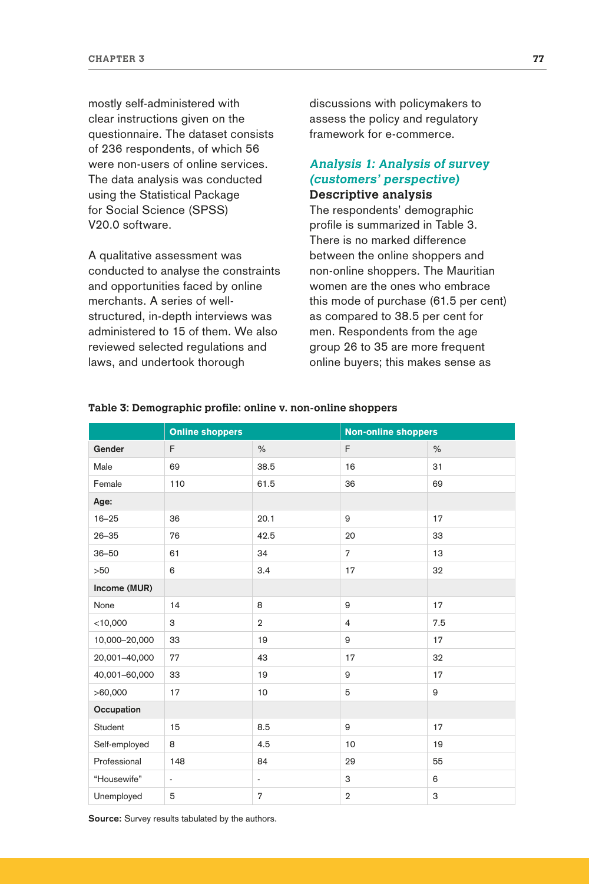mostly self-administered with clear instructions given on the questionnaire. The dataset consists of 236 respondents, of which 56 were non-users of online services. The data analysis was conducted using the Statistical Package for Social Science (SPSS) V20.0 software.

A qualitative assessment was conducted to analyse the constraints and opportunities faced by online merchants. A series of well-structured, in-depth interviews was administered to 15 of them. We also reviewed selected regulations and laws, and undertook thorough discussions with policymakers to assess the policy and regulatory framework for e-commerce.

### *Analysis 1: Analysis of survey (customers' perspective)*

**Descriptive analysis**

The respondents' demographic profile is summarized in Table 3. There is no marked difference between the online shoppers and non-online shoppers. The Mauritian women are the ones who embrace this mode of purchase (61.5 per cent) as compared to 38.5 per cent for men. Respondents from the age group 26 to 35 are more frequent online buyers; this makes sense as

**Table 3: Demographic profile: online v. non-online shoppers**

| | Online shoppers | | Non-online shoppers | |
|---|---|---|---|---|
| **Gender** | F | % | F | % |
| Male | 69 | 38.5 | 16 | 31 |
| Female | 110 | 61.5 | 36 | 69 |
| **Age:** | | | | |
| 16–25 | 36 | 20.1 | 9 | 17 |
| 26–35 | 76 | 42.5 | 20 | 33 |
| 36–50 | 61 | 34 | 7 | 13 |
| >50 | 6 | 3.4 | 17 | 32 |
| **Income (MUR)** | | | | |
| None | 14 | 8 | 9 | 17 |
| <10,000 | 3 | 2 | 4 | 7.5 |
| 10,000–20,000 | 33 | 19 | 9 | 17 |
| 20,001–40,000 | 77 | 43 | 17 | 32 |
| 40,001–60,000 | 33 | 19 | 9 | 17 |
| >60,000 | 17 | 10 | 5 | 9 |
| **Occupation** | | | | |
| Student | 15 | 8.5 | 9 | 17 |
| Self-employed | 8 | 4.5 | 10 | 19 |
| Professional | 148 | 84 | 29 | 55 |
| "Housewife" | - | - | 3 | 6 |
| Unemployed | 5 | 7 | 2 | 3 |

**Source:** Survey results tabulated by the authors.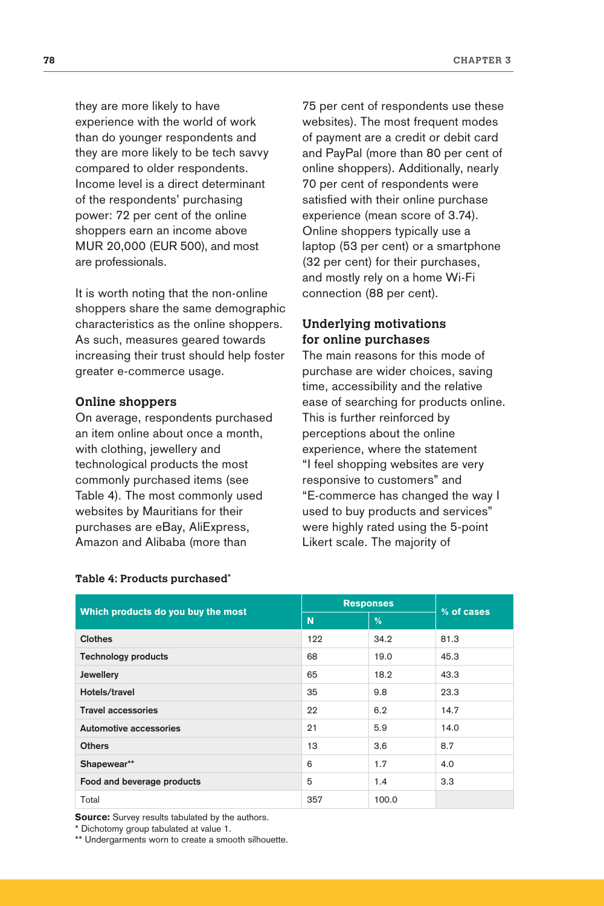they are more likely to have experience with the world of work than do younger respondents and they are more likely to be tech savvy compared to older respondents. Income level is a direct determinant of the respondents' purchasing power: 72 per cent of the online shoppers earn an income above MUR 20,000 (EUR 500), and most are professionals.

It is worth noting that the non-online shoppers share the same demographic characteristics as the online shoppers. As such, measures geared towards increasing their trust should help foster greater e-commerce usage.

### Online shoppers

On average, respondents purchased an item online about once a month, with clothing, jewellery and technological products the most commonly purchased items (see Table 4). The most commonly used websites by Mauritians for their purchases are eBay, AliExpress, Amazon and Alibaba (more than 75 per cent of respondents use these websites). The most frequent modes of payment are a credit or debit card and PayPal (more than 80 per cent of online shoppers). Additionally, nearly 70 per cent of respondents were satisfied with their online purchase experience (mean score of 3.74). Online shoppers typically use a laptop (53 per cent) or a smartphone (32 per cent) for their purchases, and mostly rely on a home Wi-Fi connection (88 per cent).

### Underlying motivations for online purchases

The main reasons for this mode of purchase are wider choices, saving time, accessibility and the relative ease of searching for products online. This is further reinforced by perceptions about the online experience, where the statement "I feel shopping websites are very responsive to customers" and "E-commerce has changed the way I used to buy products and services" were highly rated using the 5-point Likert scale. The majority of

**Table 4: Products purchased***

| Which products do you buy the most | Responses | | % of cases |
|---|---|---|---|
| | N | % | |
| Clothes | 122 | 34.2 | 81.3 |
| Technology products | 68 | 19.0 | 45.3 |
| Jewellery | 65 | 18.2 | 43.3 |
| Hotels/travel | 35 | 9.8 | 23.3 |
| Travel accessories | 22 | 6.2 | 14.7 |
| Automotive accessories | 21 | 5.9 | 14.0 |
| Others | 13 | 3.6 | 8.7 |
| Shapewear** | 6 | 1.7 | 4.0 |
| Food and beverage products | 5 | 1.4 | 3.3 |
| Total | 357 | 100.0 | |

**Source:** Survey results tabulated by the authors.
* Dichotomy group tabulated at value 1.
** Undergarments worn to create a smooth silhouette.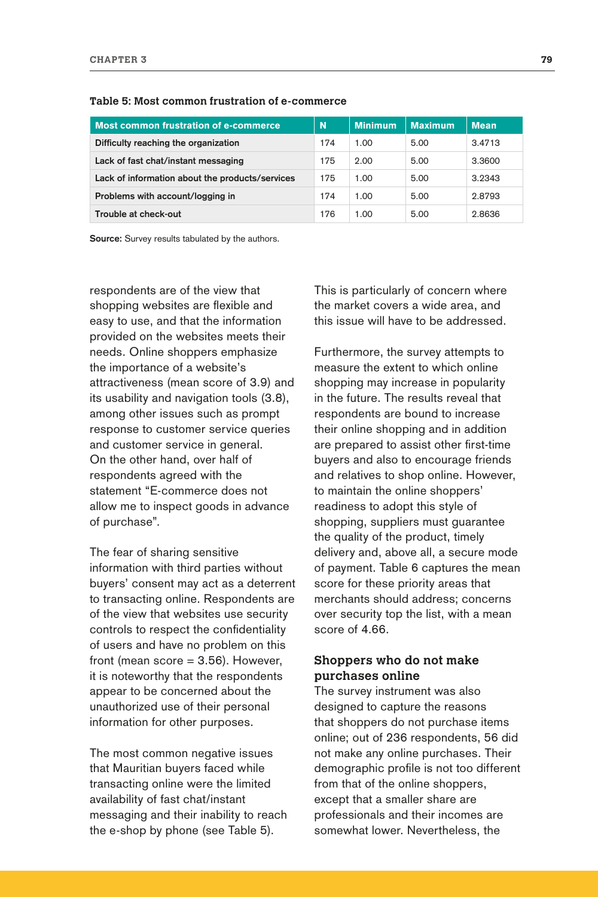**Table 5: Most common frustration of e-commerce**

| Most common frustration of e-commerce | N | Minimum | Maximum | Mean |
|---|---|---|---|---|
| Difficulty reaching the organization | 174 | 1.00 | 5.00 | 3.4713 |
| Lack of fast chat/instant messaging | 175 | 2.00 | 5.00 | 3.3600 |
| Lack of information about the products/services | 175 | 1.00 | 5.00 | 3.2343 |
| Problems with account/logging in | 174 | 1.00 | 5.00 | 2.8793 |
| Trouble at check-out | 176 | 1.00 | 5.00 | 2.8636 |

**Source:** Survey results tabulated by the authors.

respondents are of the view that shopping websites are flexible and easy to use, and that the information provided on the websites meets their needs. Online shoppers emphasize the importance of a website's attractiveness (mean score of 3.9) and its usability and navigation tools (3.8), among other issues such as prompt response to customer service queries and customer service in general. On the other hand, over half of respondents agreed with the statement "E-commerce does not allow me to inspect goods in advance of purchase".

The fear of sharing sensitive information with third parties without buyers' consent may act as a deterrent to transacting online. Respondents are of the view that websites use security controls to respect the confidentiality of users and have no problem on this front (mean score = 3.56). However, it is noteworthy that the respondents appear to be concerned about the unauthorized use of their personal information for other purposes.

The most common negative issues that Mauritian buyers faced while transacting online were the limited availability of fast chat/instant messaging and their inability to reach the e-shop by phone (see Table 5). This is particularly of concern where the market covers a wide area, and this issue will have to be addressed.

Furthermore, the survey attempts to measure the extent to which online shopping may increase in popularity in the future. The results reveal that respondents are bound to increase their online shopping and in addition are prepared to assist other first-time buyers and also to encourage friends and relatives to shop online. However, to maintain the online shoppers' readiness to adopt this style of shopping, suppliers must guarantee the quality of the product, timely delivery and, above all, a secure mode of payment. Table 6 captures the mean score for these priority areas that merchants should address; concerns over security top the list, with a mean score of 4.66.

### Shoppers who do not make purchases online

The survey instrument was also designed to capture the reasons that shoppers do not purchase items online; out of 236 respondents, 56 did not make any online purchases. Their demographic profile is not too different from that of the online shoppers, except that a smaller share are professionals and their incomes are somewhat lower. Nevertheless, the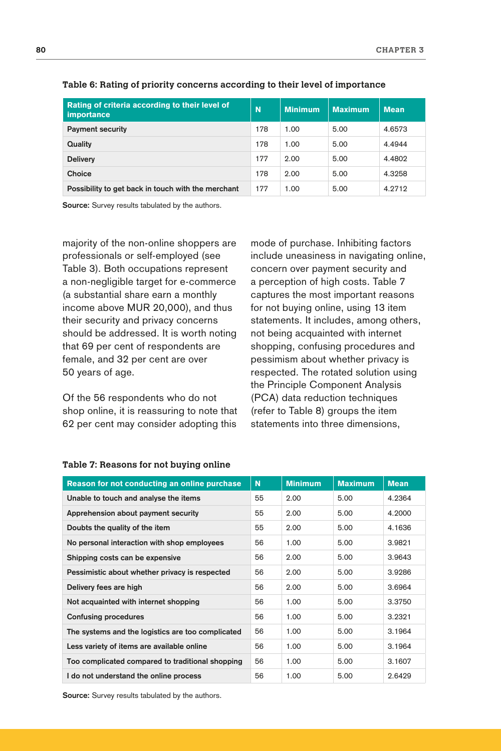**Table 6: Rating of priority concerns according to their level of importance**

| Rating of criteria according to their level of importance | N | Minimum | Maximum | Mean |
|---|---|---|---|---|
| Payment security | 178 | 1.00 | 5.00 | 4.6573 |
| Quality | 178 | 1.00 | 5.00 | 4.4944 |
| Delivery | 177 | 2.00 | 5.00 | 4.4802 |
| Choice | 178 | 2.00 | 5.00 | 4.3258 |
| Possibility to get back in touch with the merchant | 177 | 1.00 | 5.00 | 4.2712 |

**Source:** Survey results tabulated by the authors.

majority of the non-online shoppers are professionals or self-employed (see Table 3). Both occupations represent a non-negligible target for e-commerce (a substantial share earn a monthly income above MUR 20,000), and thus their security and privacy concerns should be addressed. It is worth noting that 69 per cent of respondents are female, and 32 per cent are over 50 years of age.

Of the 56 respondents who do not shop online, it is reassuring to note that 62 per cent may consider adopting this mode of purchase. Inhibiting factors include uneasiness in navigating online, concern over payment security and a perception of high costs. Table 7 captures the most important reasons for not buying online, using 13 item statements. It includes, among others, not being acquainted with internet shopping, confusing procedures and pessimism about whether privacy is respected. The rotated solution using the Principle Component Analysis (PCA) data reduction techniques (refer to Table 8) groups the item statements into three dimensions,

**Table 7: Reasons for not buying online**

| Reason for not conducting an online purchase | N | Minimum | Maximum | Mean |
|---|---|---|---|---|
| Unable to touch and analyse the items | 55 | 2.00 | 5.00 | 4.2364 |
| Apprehension about payment security | 55 | 2.00 | 5.00 | 4.2000 |
| Doubts the quality of the item | 55 | 2.00 | 5.00 | 4.1636 |
| No personal interaction with shop employees | 56 | 1.00 | 5.00 | 3.9821 |
| Shipping costs can be expensive | 56 | 2.00 | 5.00 | 3.9643 |
| Pessimistic about whether privacy is respected | 56 | 2.00 | 5.00 | 3.9286 |
| Delivery fees are high | 56 | 2.00 | 5.00 | 3.6964 |
| Not acquainted with internet shopping | 56 | 1.00 | 5.00 | 3.3750 |
| Confusing procedures | 56 | 1.00 | 5.00 | 3.2321 |
| The systems and the logistics are too complicated | 56 | 1.00 | 5.00 | 3.1964 |
| Less variety of items are available online | 56 | 1.00 | 5.00 | 3.1964 |
| Too complicated compared to traditional shopping | 56 | 1.00 | 5.00 | 3.1607 |
| I do not understand the online process | 56 | 1.00 | 5.00 | 2.6429 |

**Source:** Survey results tabulated by the authors.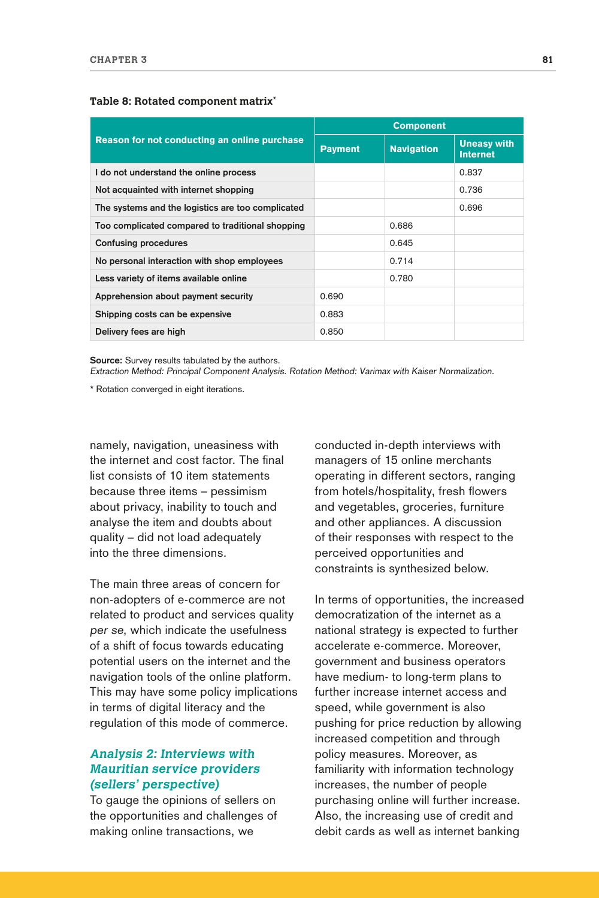**Table 8: Rotated component matrix***

| Reason for not conducting an online purchase | Component | | |
|---|---|---|---|
| | Payment | Navigation | Uneasy with Internet |
| I do not understand the online process | | | 0.837 |
| Not acquainted with internet shopping | | | 0.736 |
| The systems and the logistics are too complicated | | | 0.696 |
| Too complicated compared to traditional shopping | | 0.686 | |
| Confusing procedures | | 0.645 | |
| No personal interaction with shop employees | | 0.714 | |
| Less variety of items available online | | 0.780 | |
| Apprehension about payment security | 0.690 | | |
| Shipping costs can be expensive | 0.883 | | |
| Delivery fees are high | 0.850 | | |

**Source:** Survey results tabulated by the authors.
*Extraction Method: Principal Component Analysis. Rotation Method: Varimax with Kaiser Normalization.*

* Rotation converged in eight iterations.

namely, navigation, uneasiness with the internet and cost factor. The final list consists of 10 item statements because three items – pessimism about privacy, inability to touch and analyse the item and doubts about quality – did not load adequately into the three dimensions.

The main three areas of concern for non-adopters of e-commerce are not related to product and services quality *per se*, which indicate the usefulness of a shift of focus towards educating potential users on the internet and the navigation tools of the online platform. This may have some policy implications in terms of digital literacy and the regulation of this mode of commerce.

### *Analysis 2: Interviews with Mauritian service providers (sellers' perspective)*

To gauge the opinions of sellers on the opportunities and challenges of making online transactions, we conducted in-depth interviews with managers of 15 online merchants operating in different sectors, ranging from hotels/hospitality, fresh flowers and vegetables, groceries, furniture and other appliances. A discussion of their responses with respect to the perceived opportunities and constraints is synthesized below.

In terms of opportunities, the increased democratization of the internet as a national strategy is expected to further accelerate e-commerce. Moreover, government and business operators have medium- to long-term plans to further increase internet access and speed, while government is also pushing for price reduction by allowing increased competition and through policy measures. Moreover, as familiarity with information technology increases, the number of people purchasing online will further increase. Also, the increasing use of credit and debit cards as well as internet banking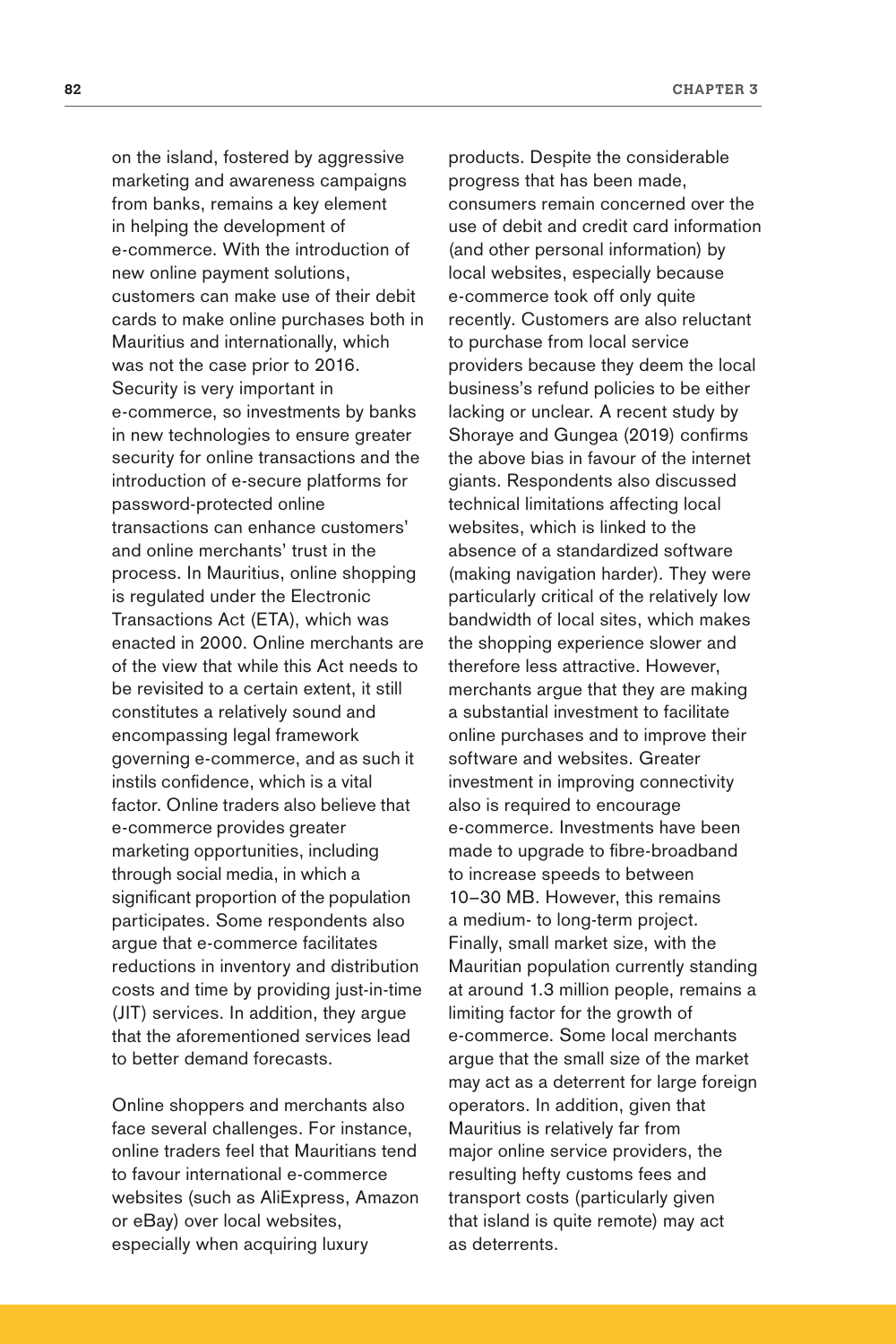on the island, fostered by aggressive marketing and awareness campaigns from banks, remains a key element in helping the development of e-commerce. With the introduction of new online payment solutions, customers can make use of their debit cards to make online purchases both in Mauritius and internationally, which was not the case prior to 2016. Security is very important in e-commerce, so investments by banks in new technologies to ensure greater security for online transactions and the introduction of e-secure platforms for password-protected online transactions can enhance customers' and online merchants' trust in the process. In Mauritius, online shopping is regulated under the Electronic Transactions Act (ETA), which was enacted in 2000. Online merchants are of the view that while this Act needs to be revisited to a certain extent, it still constitutes a relatively sound and encompassing legal framework governing e-commerce, and as such it instils confidence, which is a vital factor. Online traders also believe that e-commerce provides greater marketing opportunities, including through social media, in which a significant proportion of the population participates. Some respondents also argue that e-commerce facilitates reductions in inventory and distribution costs and time by providing just-in-time (JIT) services. In addition, they argue that the aforementioned services lead to better demand forecasts.

Online shoppers and merchants also face several challenges. For instance, online traders feel that Mauritians tend to favour international e-commerce websites (such as AliExpress, Amazon or eBay) over local websites, especially when acquiring luxury products. Despite the considerable progress that has been made, consumers remain concerned over the use of debit and credit card information (and other personal information) by local websites, especially because e-commerce took off only quite recently. Customers are also reluctant to purchase from local service providers because they deem the local business's refund policies to be either lacking or unclear. A recent study by Shoraye and Gungea (2019) confirms the above bias in favour of the internet giants. Respondents also discussed technical limitations affecting local websites, which is linked to the absence of a standardized software (making navigation harder). They were particularly critical of the relatively low bandwidth of local sites, which makes the shopping experience slower and therefore less attractive. However, merchants argue that they are making a substantial investment to facilitate online purchases and to improve their software and websites. Greater investment in improving connectivity also is required to encourage e-commerce. Investments have been made to upgrade to fibre-broadband to increase speeds to between 10–30 MB. However, this remains a medium- to long-term project. Finally, small market size, with the Mauritian population currently standing at around 1.3 million people, remains a limiting factor for the growth of e-commerce. Some local merchants argue that the small size of the market may act as a deterrent for large foreign operators. In addition, given that Mauritius is relatively far from major online service providers, the resulting hefty customs fees and transport costs (particularly given that island is quite remote) may act as deterrents.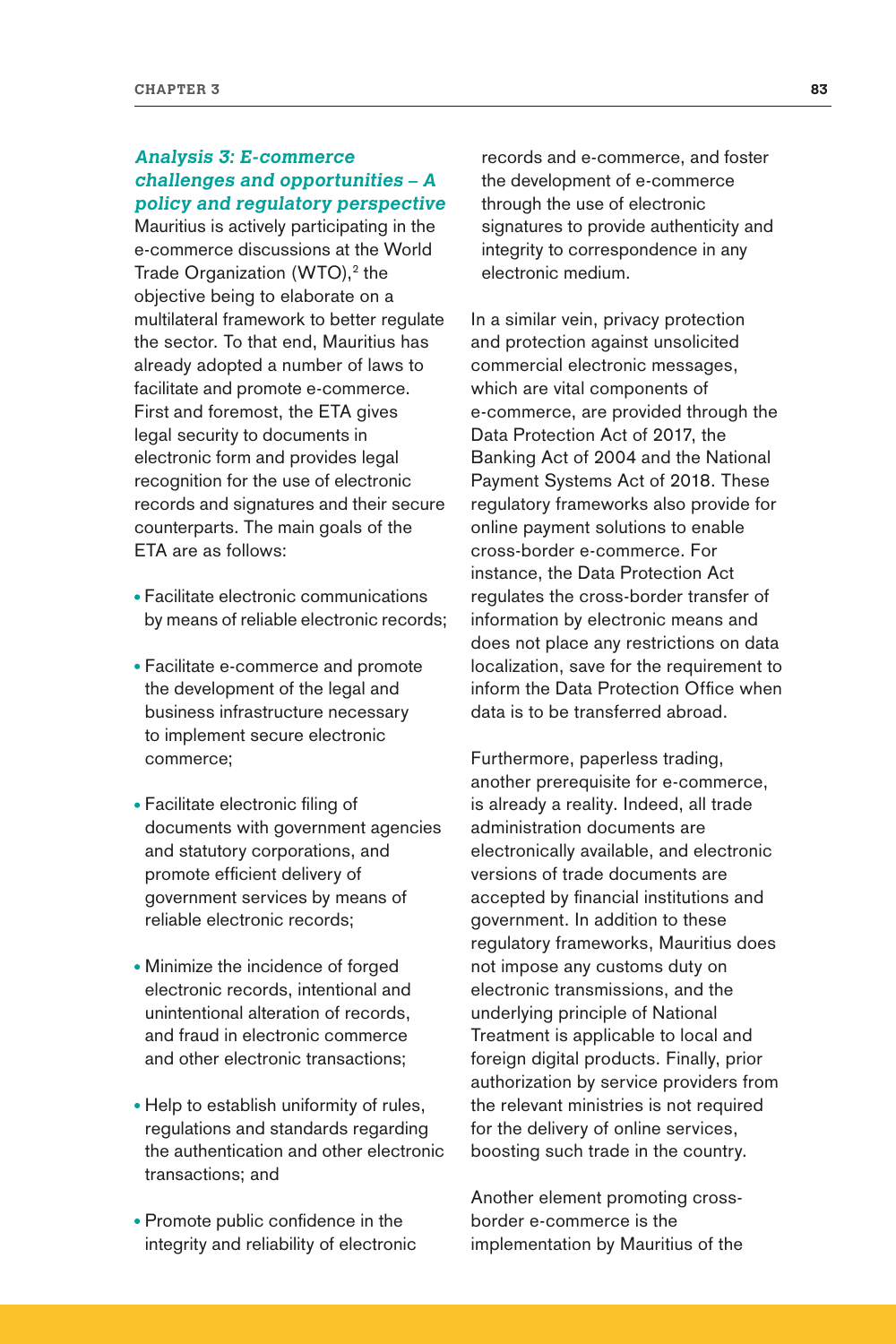### *Analysis 3: E-commerce challenges and opportunities – A policy and regulatory perspective*

Mauritius is actively participating in the e-commerce discussions at the World Trade Organization (WTO),[2] the objective being to elaborate on a multilateral framework to better regulate the sector. To that end, Mauritius has already adopted a number of laws to facilitate and promote e-commerce. First and foremost, the ETA gives legal security to documents in electronic form and provides legal recognition for the use of electronic records and signatures and their secure counterparts. The main goals of the ETA are as follows:

- Facilitate electronic communications by means of reliable electronic records;
- Facilitate e-commerce and promote the development of the legal and business infrastructure necessary to implement secure electronic commerce;
- Facilitate electronic filing of documents with government agencies and statutory corporations, and promote efficient delivery of government services by means of reliable electronic records;
- Minimize the incidence of forged electronic records, intentional and unintentional alteration of records, and fraud in electronic commerce and other electronic transactions;
- Help to establish uniformity of rules, regulations and standards regarding the authentication and other electronic transactions; and
- Promote public confidence in the integrity and reliability of electronic records and e-commerce, and foster the development of e-commerce through the use of electronic signatures to provide authenticity and integrity to correspondence in any electronic medium.

In a similar vein, privacy protection and protection against unsolicited commercial electronic messages, which are vital components of e-commerce, are provided through the Data Protection Act of 2017, the Banking Act of 2004 and the National Payment Systems Act of 2018. These regulatory frameworks also provide for online payment solutions to enable cross-border e-commerce. For instance, the Data Protection Act regulates the cross-border transfer of information by electronic means and does not place any restrictions on data localization, save for the requirement to inform the Data Protection Office when data is to be transferred abroad.

Furthermore, paperless trading, another prerequisite for e-commerce, is already a reality. Indeed, all trade administration documents are electronically available, and electronic versions of trade documents are accepted by financial institutions and government. In addition to these regulatory frameworks, Mauritius does not impose any customs duty on electronic transmissions, and the underlying principle of National Treatment is applicable to local and foreign digital products. Finally, prior authorization by service providers from the relevant ministries is not required for the delivery of online services, boosting such trade in the country.

Another element promoting cross-border e-commerce is the implementation by Mauritius of the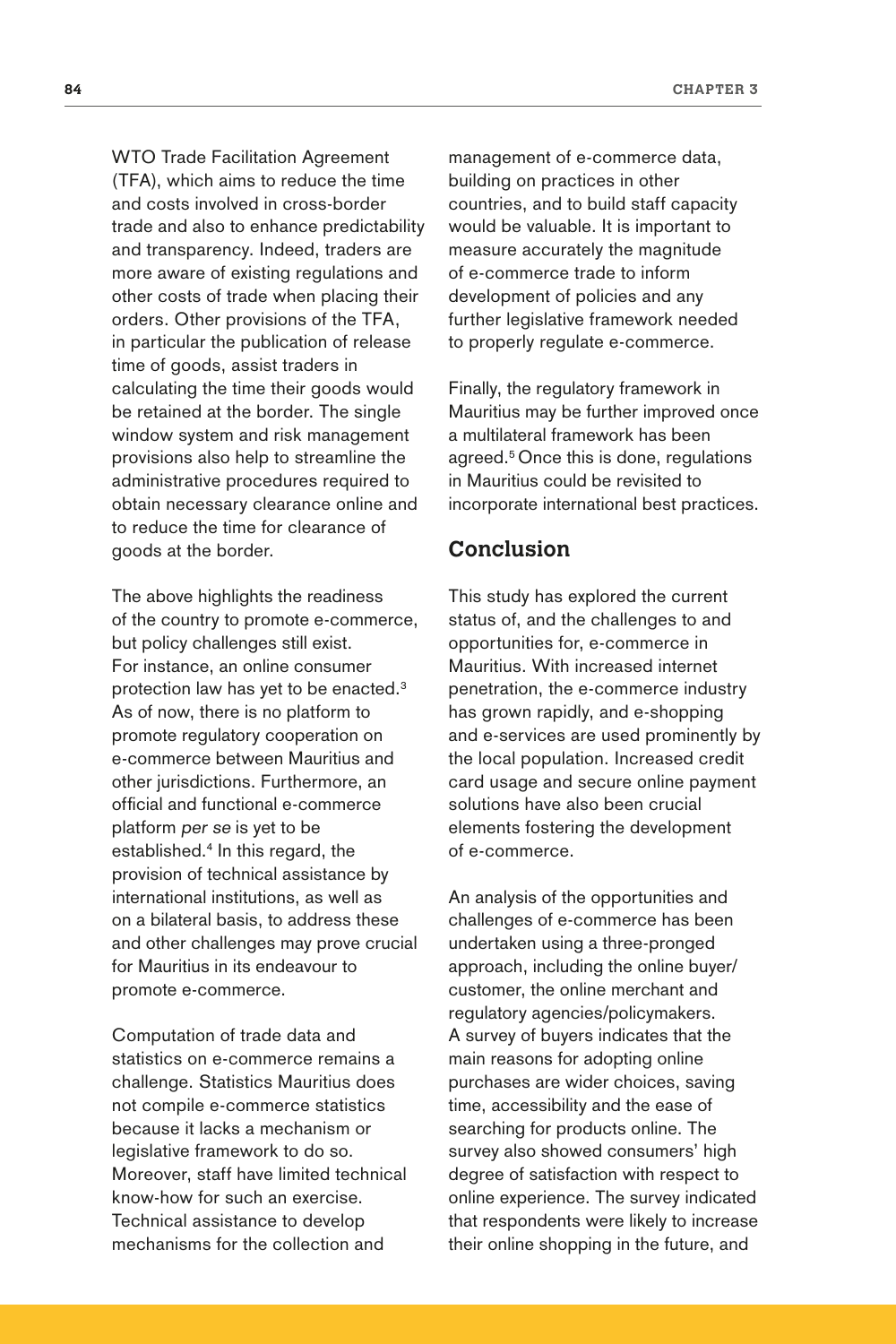WTO Trade Facilitation Agreement (TFA), which aims to reduce the time and costs involved in cross-border trade and also to enhance predictability and transparency. Indeed, traders are more aware of existing regulations and other costs of trade when placing their orders. Other provisions of the TFA, in particular the publication of release time of goods, assist traders in calculating the time their goods would be retained at the border. The single window system and risk management provisions also help to streamline the administrative procedures required to obtain necessary clearance online and to reduce the time for clearance of goods at the border.

The above highlights the readiness of the country to promote e-commerce, but policy challenges still exist. For instance, an online consumer protection law has yet to be enacted.[3] As of now, there is no platform to promote regulatory cooperation on e-commerce between Mauritius and other jurisdictions. Furthermore, an official and functional e-commerce platform *per se* is yet to be established.[4] In this regard, the provision of technical assistance by international institutions, as well as on a bilateral basis, to address these and other challenges may prove crucial for Mauritius in its endeavour to promote e-commerce.

Computation of trade data and statistics on e-commerce remains a challenge. Statistics Mauritius does not compile e-commerce statistics because it lacks a mechanism or legislative framework to do so. Moreover, staff have limited technical know-how for such an exercise. Technical assistance to develop mechanisms for the collection and management of e-commerce data, building on practices in other countries, and to build staff capacity would be valuable. It is important to measure accurately the magnitude of e-commerce trade to inform development of policies and any further legislative framework needed to properly regulate e-commerce.

Finally, the regulatory framework in Mauritius may be further improved once a multilateral framework has been agreed.[5] Once this is done, regulations in Mauritius could be revisited to incorporate international best practices.

## Conclusion

This study has explored the current status of, and the challenges to and opportunities for, e-commerce in Mauritius. With increased internet penetration, the e-commerce industry has grown rapidly, and e-shopping and e-services are used prominently by the local population. Increased credit card usage and secure online payment solutions have also been crucial elements fostering the development of e-commerce.

An analysis of the opportunities and challenges of e-commerce has been undertaken using a three-pronged approach, including the online buyer/customer, the online merchant and regulatory agencies/policymakers. A survey of buyers indicates that the main reasons for adopting online purchases are wider choices, saving time, accessibility and the ease of searching for products online. The survey also showed consumers' high degree of satisfaction with respect to online experience. The survey indicated that respondents were likely to increase their online shopping in the future, and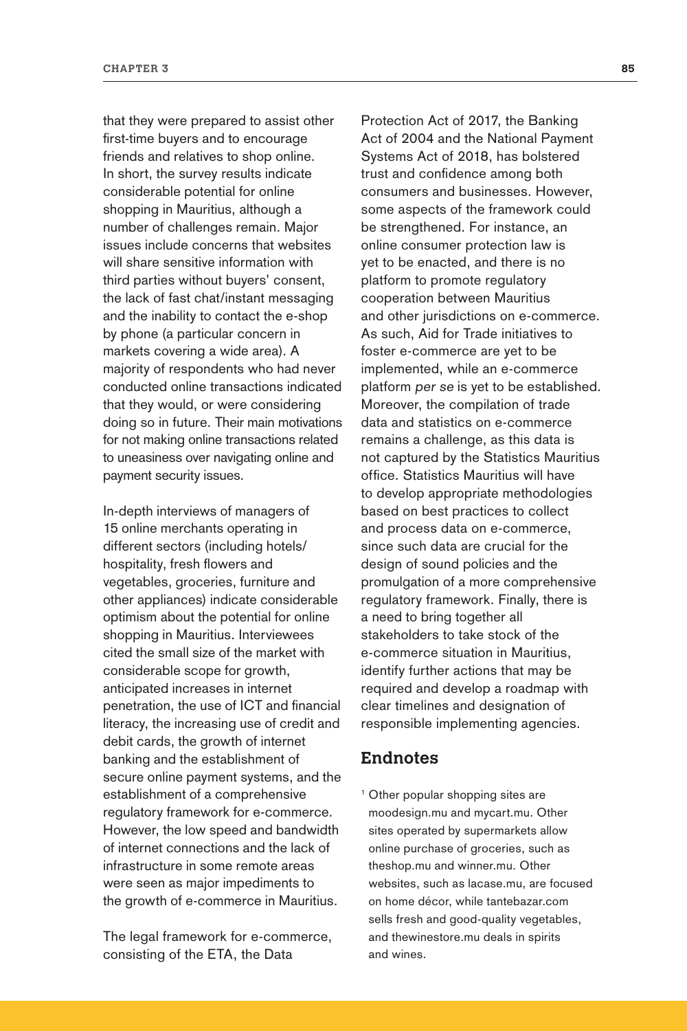that they were prepared to assist other first-time buyers and to encourage friends and relatives to shop online. In short, the survey results indicate considerable potential for online shopping in Mauritius, although a number of challenges remain. Major issues include concerns that websites will share sensitive information with third parties without buyers' consent, the lack of fast chat/instant messaging and the inability to contact the e-shop by phone (a particular concern in markets covering a wide area). A majority of respondents who had never conducted online transactions indicated that they would, or were considering doing so in future. Their main motivations for not making online transactions related to uneasiness over navigating online and payment security issues.

In-depth interviews of managers of 15 online merchants operating in different sectors (including hotels/hospitality, fresh flowers and vegetables, groceries, furniture and other appliances) indicate considerable optimism about the potential for online shopping in Mauritius. Interviewees cited the small size of the market with considerable scope for growth, anticipated increases in internet penetration, the use of ICT and financial literacy, the increasing use of credit and debit cards, the growth of internet banking and the establishment of secure online payment systems, and the establishment of a comprehensive regulatory framework for e-commerce. However, the low speed and bandwidth of internet connections and the lack of infrastructure in some remote areas were seen as major impediments to the growth of e-commerce in Mauritius.

The legal framework for e-commerce, consisting of the ETA, the Data Protection Act of 2017, the Banking Act of 2004 and the National Payment Systems Act of 2018, has bolstered trust and confidence among both consumers and businesses. However, some aspects of the framework could be strengthened. For instance, an online consumer protection law is yet to be enacted, and there is no platform to promote regulatory cooperation between Mauritius and other jurisdictions on e-commerce. As such, Aid for Trade initiatives to foster e-commerce are yet to be implemented, while an e-commerce platform *per se* is yet to be established. Moreover, the compilation of trade data and statistics on e-commerce remains a challenge, as this data is not captured by the Statistics Mauritius office. Statistics Mauritius will have to develop appropriate methodologies based on best practices to collect and process data on e-commerce, since such data are crucial for the design of sound policies and the promulgation of a more comprehensive regulatory framework. Finally, there is a need to bring together all stakeholders to take stock of the e-commerce situation in Mauritius, identify further actions that may be required and develop a roadmap with clear timelines and designation of responsible implementing agencies.

## Endnotes

[1] Other popular shopping sites are moodesign.mu and mycart.mu. Other sites operated by supermarkets allow online purchase of groceries, such as theshop.mu and winner.mu. Other websites, such as lacase.mu, are focused on home décor, while tantebazar.com sells fresh and good-quality vegetables, and thewinestore.mu deals in spirits and wines.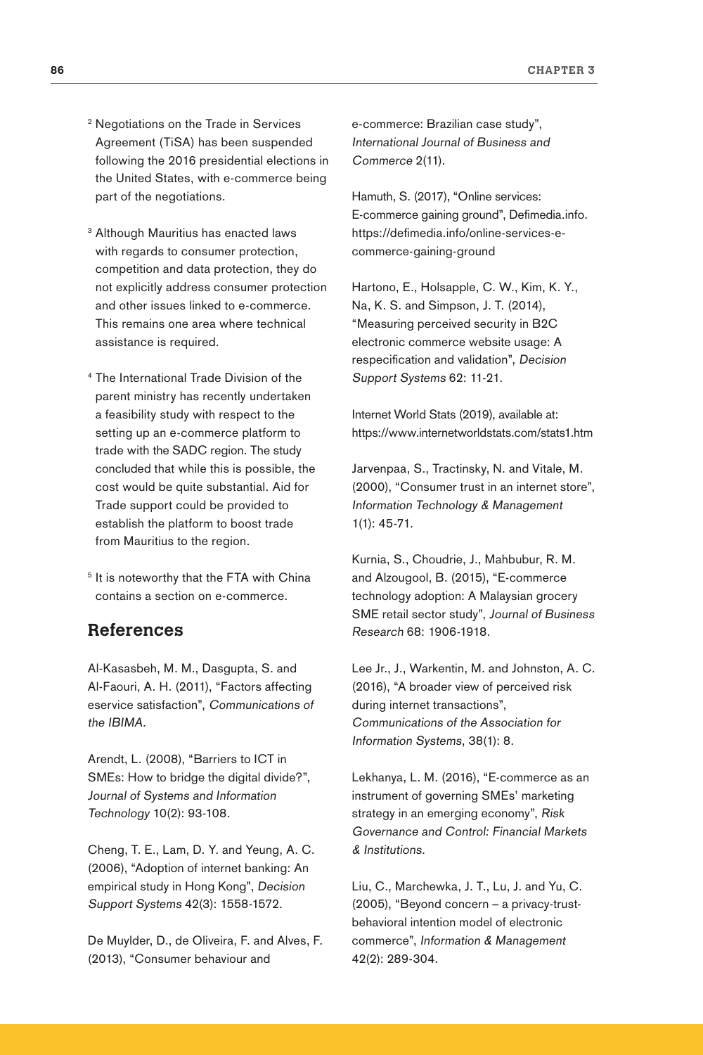[2] Negotiations on the Trade in Services Agreement (TiSA) has been suspended following the 2016 presidential elections in the United States, with e-commerce being part of the negotiations.

[3] Although Mauritius has enacted laws with regards to consumer protection, competition and data protection, they do not explicitly address consumer protection and other issues linked to e-commerce. This remains one area where technical assistance is required.

[4] The International Trade Division of the parent ministry has recently undertaken a feasibility study with respect to the setting up an e-commerce platform to trade with the SADC region. The study concluded that while this is possible, the cost would be quite substantial. Aid for Trade support could be provided to establish the platform to boost trade from Mauritius to the region.

[5] It is noteworthy that the FTA with China contains a section on e-commerce.

## References

Al-Kasasbeh, M. M., Dasgupta, S. and Al-Faouri, A. H. (2011), "Factors affecting eservice satisfaction", *Communications of the IBIMA*.

Arendt, L. (2008), "Barriers to ICT in SMEs: How to bridge the digital divide?", *Journal of Systems and Information Technology* 10(2): 93-108.

Cheng, T. E., Lam, D. Y. and Yeung, A. C. (2006), "Adoption of internet banking: An empirical study in Hong Kong", *Decision Support Systems* 42(3): 1558-1572.

De Muylder, D., de Oliveira, F. and Alves, F. (2013), "Consumer behaviour and e-commerce: Brazilian case study", *International Journal of Business and Commerce* 2(11).

Hamuth, S. (2017), "Online services: E-commerce gaining ground", Defimedia.info. https://defimedia.info/online-services-e-commerce-gaining-ground

Hartono, E., Holsapple, C. W., Kim, K. Y., Na, K. S. and Simpson, J. T. (2014), "Measuring perceived security in B2C electronic commerce website usage: A respecification and validation", *Decision Support Systems* 62: 11-21.

Internet World Stats (2019), available at: https://www.internetworldstats.com/stats1.htm

Jarvenpaa, S., Tractinsky, N. and Vitale, M. (2000), "Consumer trust in an internet store", *Information Technology & Management* 1(1): 45-71.

Kurnia, S., Choudrie, J., Mahbubur, R. M. and Alzougool, B. (2015), "E-commerce technology adoption: A Malaysian grocery SME retail sector study", *Journal of Business Research* 68: 1906-1918.

Lee Jr., J., Warkentin, M. and Johnston, A. C. (2016), "A broader view of perceived risk during internet transactions", *Communications of the Association for Information Systems*, 38(1): 8.

Lekhanya, L. M. (2016), "E-commerce as an instrument of governing SMEs' marketing strategy in an emerging economy", *Risk Governance and Control: Financial Markets & Institutions*.

Liu, C., Marchewka, J. T., Lu, J. and Yu, C. (2005), "Beyond concern – a privacy-trust-behavioral intention model of electronic commerce", *Information & Management* 42(2): 289-304.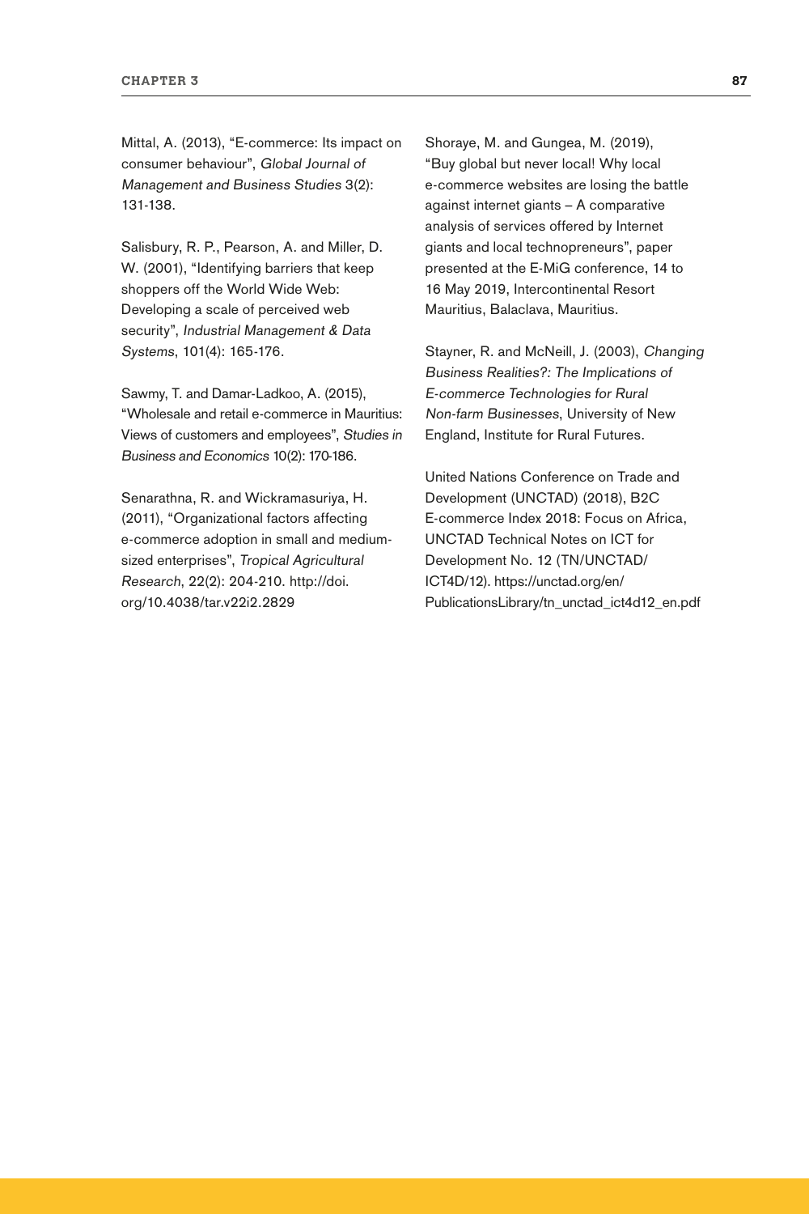Mittal, A. (2013), "E-commerce: Its impact on consumer behaviour", *Global Journal of Management and Business Studies* 3(2): 131-138.

Salisbury, R. P., Pearson, A. and Miller, D. W. (2001), "Identifying barriers that keep shoppers off the World Wide Web: Developing a scale of perceived web security", *Industrial Management & Data Systems*, 101(4): 165-176.

Sawmy, T. and Damar-Ladkoo, A. (2015), "Wholesale and retail e-commerce in Mauritius: Views of customers and employees", *Studies in Business and Economics* 10(2): 170-186.

Senarathna, R. and Wickramasuriya, H. (2011), "Organizational factors affecting e-commerce adoption in small and medium-sized enterprises", *Tropical Agricultural Research*, 22(2): 204-210. http://doi.org/10.4038/tar.v22i2.2829

Shoraye, M. and Gungea, M. (2019), "Buy global but never local! Why local e-commerce websites are losing the battle against internet giants – A comparative analysis of services offered by Internet giants and local technopreneurs", paper presented at the E-MiG conference, 14 to 16 May 2019, Intercontinental Resort Mauritius, Balaclava, Mauritius.

Stayner, R. and McNeill, J. (2003), *Changing Business Realities?: The Implications of E-commerce Technologies for Rural Non-farm Businesses*, University of New England, Institute for Rural Futures.

United Nations Conference on Trade and Development (UNCTAD) (2018), B2C E-commerce Index 2018: Focus on Africa, UNCTAD Technical Notes on ICT for Development No. 12 (TN/UNCTAD/ICT4D/12). https://unctad.org/en/PublicationsLibrary/tn_unctad_ict4d12_en.pdf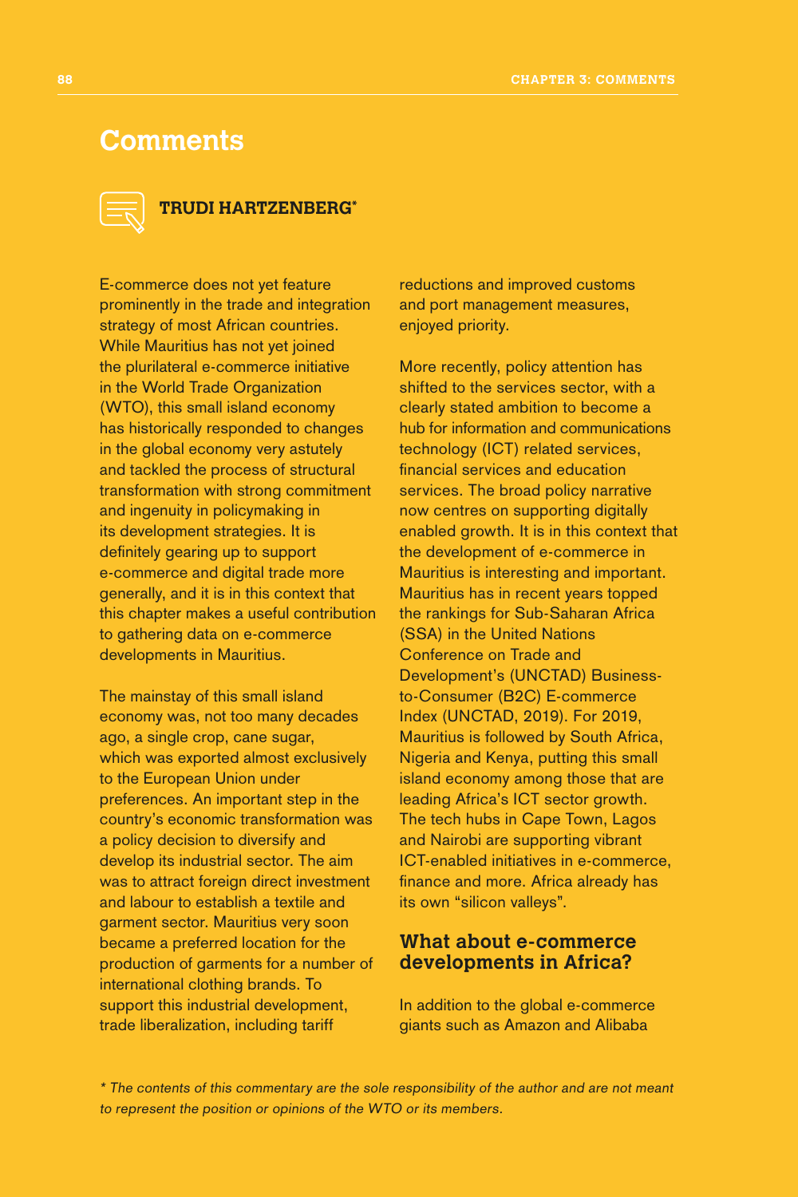# Comments

## TRUDI HARTZENBERG*

E-commerce does not yet feature prominently in the trade and integration strategy of most African countries. While Mauritius has not yet joined the plurilateral e-commerce initiative in the World Trade Organization (WTO), this small island economy has historically responded to changes in the global economy very astutely and tackled the process of structural transformation with strong commitment and ingenuity in policymaking in its development strategies. It is definitely gearing up to support e-commerce and digital trade more generally, and it is in this context that this chapter makes a useful contribution to gathering data on e-commerce developments in Mauritius.

The mainstay of this small island economy was, not too many decades ago, a single crop, cane sugar, which was exported almost exclusively to the European Union under preferences. An important step in the country's economic transformation was a policy decision to diversify and develop its industrial sector. The aim was to attract foreign direct investment and labour to establish a textile and garment sector. Mauritius very soon became a preferred location for the production of garments for a number of international clothing brands. To support this industrial development, trade liberalization, including tariff reductions and improved customs and port management measures, enjoyed priority.

More recently, policy attention has shifted to the services sector, with a clearly stated ambition to become a hub for information and communications technology (ICT) related services, financial services and education services. The broad policy narrative now centres on supporting digitally enabled growth. It is in this context that the development of e-commerce in Mauritius is interesting and important. Mauritius has in recent years topped the rankings for Sub-Saharan Africa (SSA) in the United Nations Conference on Trade and Development's (UNCTAD) Business-to-Consumer (B2C) E-commerce Index (UNCTAD, 2019). For 2019, Mauritius is followed by South Africa, Nigeria and Kenya, putting this small island economy among those that are leading Africa's ICT sector growth. The tech hubs in Cape Town, Lagos and Nairobi are supporting vibrant ICT-enabled initiatives in e-commerce, finance and more. Africa already has its own "silicon valleys".

### What about e-commerce developments in Africa?

In addition to the global e-commerce giants such as Amazon and Alibaba

*\* The contents of this commentary are the sole responsibility of the author and are not meant to represent the position or opinions of the WTO or its members.*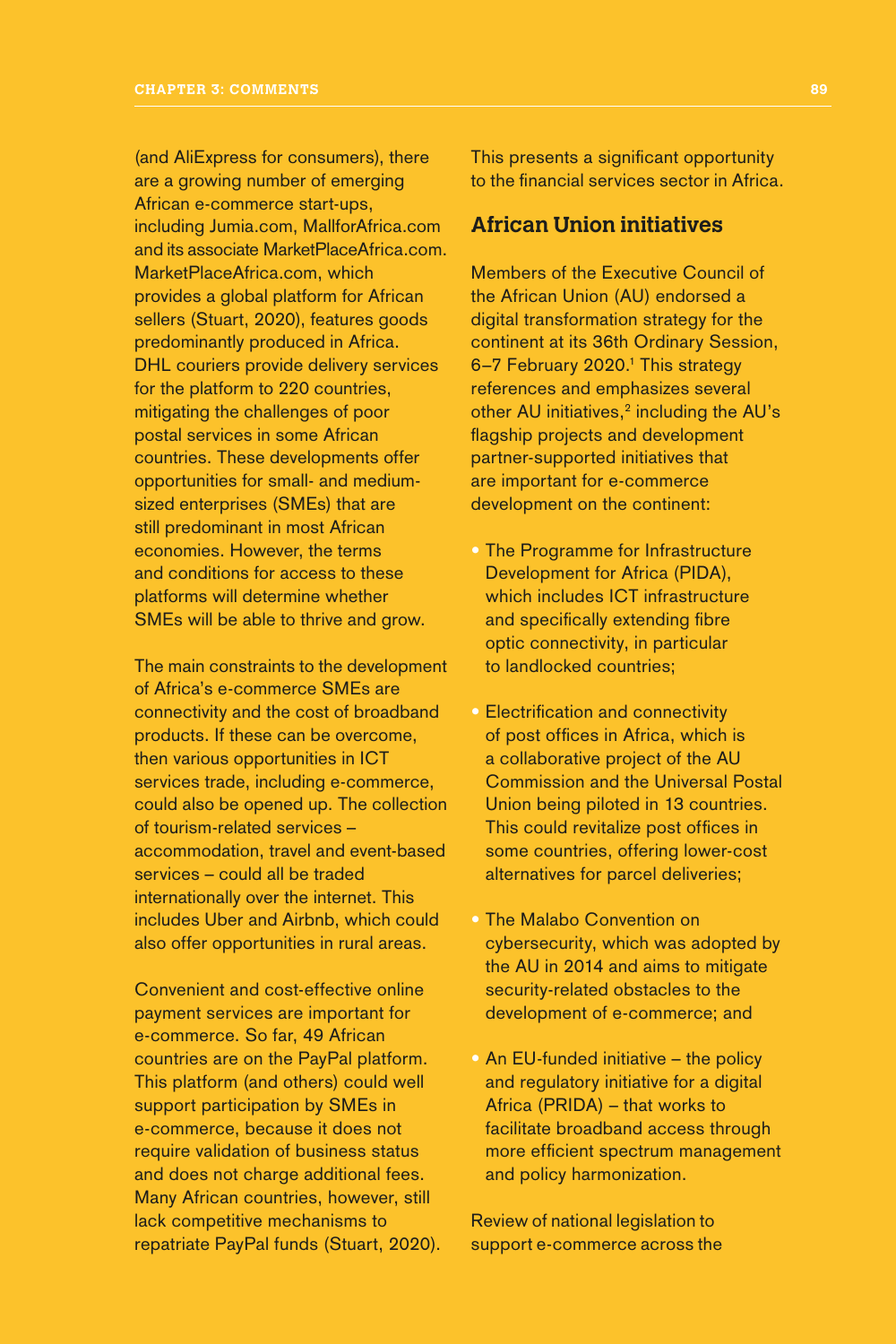(and AliExpress for consumers), there are a growing number of emerging African e-commerce start-ups, including Jumia.com, MallforAfrica.com and its associate MarketPlaceAfrica.com. MarketPlaceAfrica.com, which provides a global platform for African sellers (Stuart, 2020), features goods predominantly produced in Africa. DHL couriers provide delivery services for the platform to 220 countries, mitigating the challenges of poor postal services in some African countries. These developments offer opportunities for small- and medium-sized enterprises (SMEs) that are still predominant in most African economies. However, the terms and conditions for access to these platforms will determine whether SMEs will be able to thrive and grow.

The main constraints to the development of Africa's e-commerce SMEs are connectivity and the cost of broadband products. If these can be overcome, then various opportunities in ICT services trade, including e-commerce, could also be opened up. The collection of tourism-related services – accommodation, travel and event-based services – could all be traded internationally over the internet. This includes Uber and Airbnb, which could also offer opportunities in rural areas.

Convenient and cost-effective online payment services are important for e-commerce. So far, 49 African countries are on the PayPal platform. This platform (and others) could well support participation by SMEs in e-commerce, because it does not require validation of business status and does not charge additional fees. Many African countries, however, still lack competitive mechanisms to repatriate PayPal funds (Stuart, 2020). This presents a significant opportunity to the financial services sector in Africa.

## African Union initiatives

Members of the Executive Council of the African Union (AU) endorsed a digital transformation strategy for the continent at its 36th Ordinary Session, 6–7 February 2020.[1] This strategy references and emphasizes several other AU initiatives,[2] including the AU's flagship projects and development partner-supported initiatives that are important for e-commerce development on the continent:

- The Programme for Infrastructure Development for Africa (PIDA), which includes ICT infrastructure and specifically extending fibre optic connectivity, in particular to landlocked countries;
- Electrification and connectivity of post offices in Africa, which is a collaborative project of the AU Commission and the Universal Postal Union being piloted in 13 countries. This could revitalize post offices in some countries, offering lower-cost alternatives for parcel deliveries;
- The Malabo Convention on cybersecurity, which was adopted by the AU in 2014 and aims to mitigate security-related obstacles to the development of e-commerce; and
- An EU-funded initiative – the policy and regulatory initiative for a digital Africa (PRIDA) – that works to facilitate broadband access through more efficient spectrum management and policy harmonization.

Review of national legislation to support e-commerce across the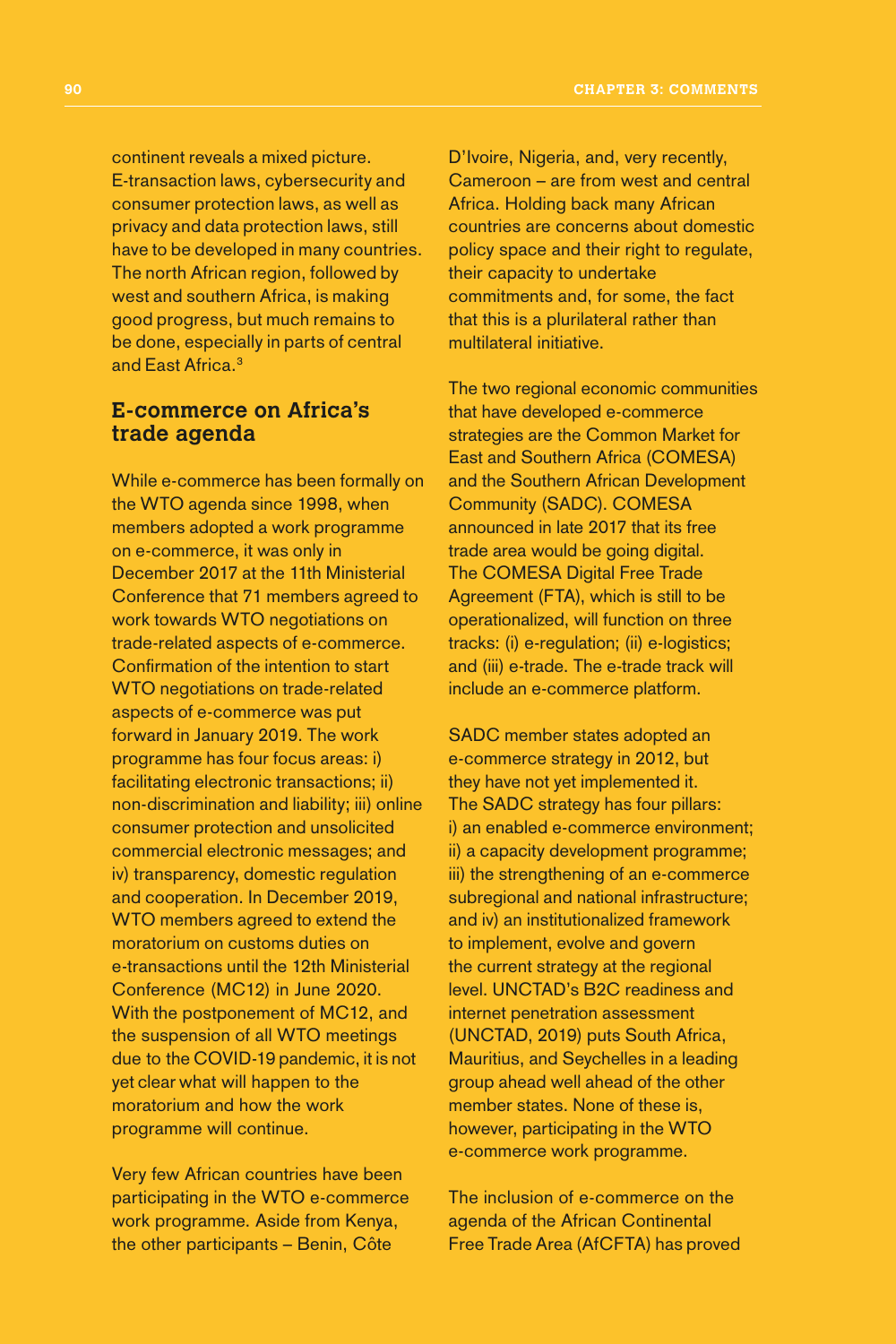continent reveals a mixed picture. E-transaction laws, cybersecurity and consumer protection laws, as well as privacy and data protection laws, still have to be developed in many countries. The north African region, followed by west and southern Africa, is making good progress, but much remains to be done, especially in parts of central and East Africa.[3]

## E-commerce on Africa's trade agenda

While e-commerce has been formally on the WTO agenda since 1998, when members adopted a work programme on e-commerce, it was only in December 2017 at the 11th Ministerial Conference that 71 members agreed to work towards WTO negotiations on trade-related aspects of e-commerce. Confirmation of the intention to start WTO negotiations on trade-related aspects of e-commerce was put forward in January 2019. The work programme has four focus areas: i) facilitating electronic transactions; ii) non-discrimination and liability; iii) online consumer protection and unsolicited commercial electronic messages; and iv) transparency, domestic regulation and cooperation. In December 2019, WTO members agreed to extend the moratorium on customs duties on e-transactions until the 12th Ministerial Conference (MC12) in June 2020. With the postponement of MC12, and the suspension of all WTO meetings due to the COVID-19 pandemic, it is not yet clear what will happen to the moratorium and how the work programme will continue.

Very few African countries have been participating in the WTO e-commerce work programme. Aside from Kenya, the other participants – Benin, Côte D'Ivoire, Nigeria, and, very recently, Cameroon – are from west and central Africa. Holding back many African countries are concerns about domestic policy space and their right to regulate, their capacity to undertake commitments and, for some, the fact that this is a plurilateral rather than multilateral initiative.

The two regional economic communities that have developed e-commerce strategies are the Common Market for East and Southern Africa (COMESA) and the Southern African Development Community (SADC). COMESA announced in late 2017 that its free trade area would be going digital. The COMESA Digital Free Trade Agreement (FTA), which is still to be operationalized, will function on three tracks: (i) e-regulation; (ii) e-logistics; and (iii) e-trade. The e-trade track will include an e-commerce platform.

SADC member states adopted an e-commerce strategy in 2012, but they have not yet implemented it. The SADC strategy has four pillars: i) an enabled e-commerce environment; ii) a capacity development programme; iii) the strengthening of an e-commerce subregional and national infrastructure; and iv) an institutionalized framework to implement, evolve and govern the current strategy at the regional level. UNCTAD's B2C readiness and internet penetration assessment (UNCTAD, 2019) puts South Africa, Mauritius, and Seychelles in a leading group ahead well ahead of the other member states. None of these is, however, participating in the WTO e-commerce work programme.

The inclusion of e-commerce on the agenda of the African Continental Free Trade Area (AfCFTA) has proved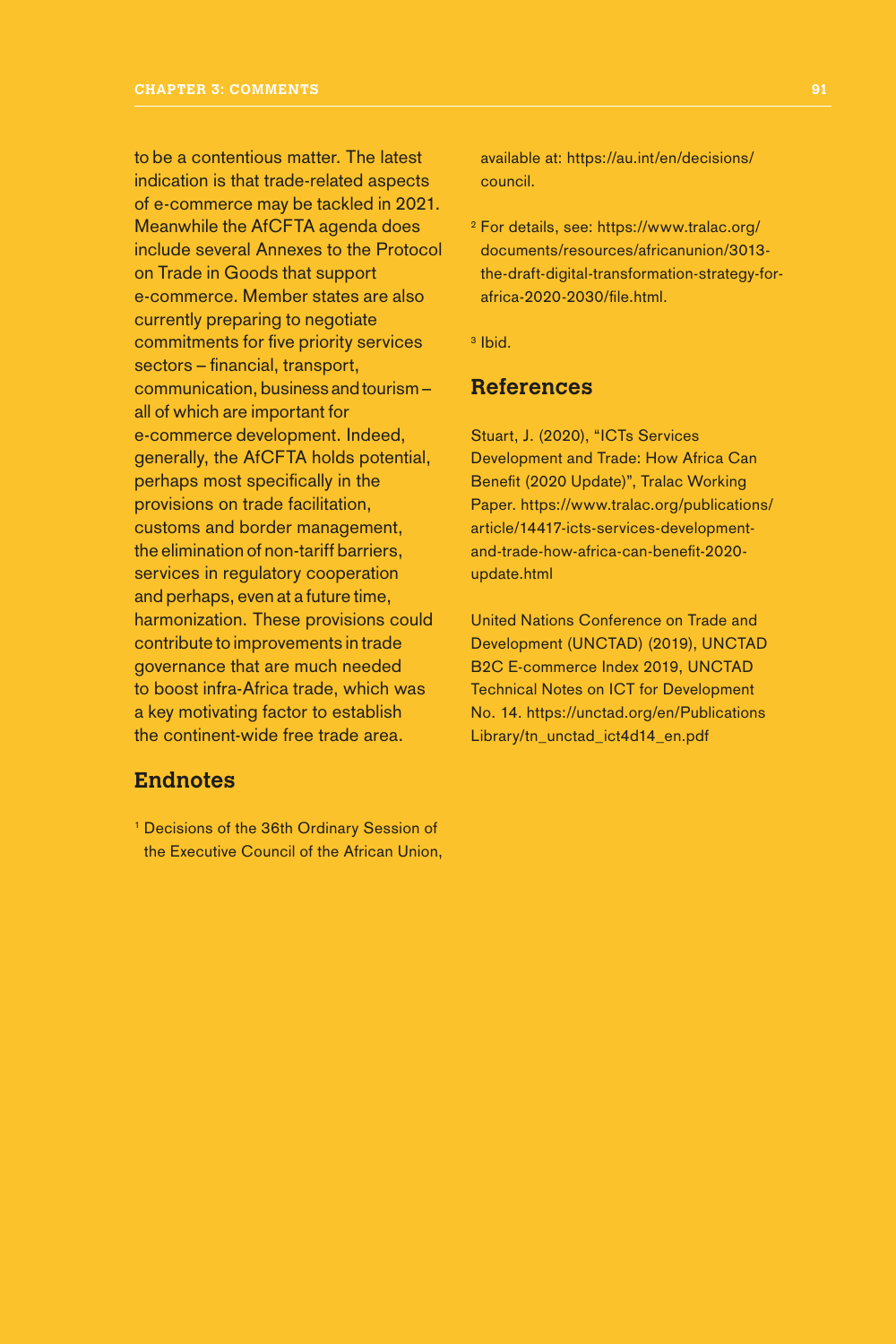to be a contentious matter. The latest indication is that trade-related aspects of e-commerce may be tackled in 2021. Meanwhile the AfCFTA agenda does include several Annexes to the Protocol on Trade in Goods that support e-commerce. Member states are also currently preparing to negotiate commitments for five priority services sectors – financial, transport, communication, business and tourism – all of which are important for e-commerce development. Indeed, generally, the AfCFTA holds potential, perhaps most specifically in the provisions on trade facilitation, customs and border management, the elimination of non-tariff barriers, services in regulatory cooperation and perhaps, even at a future time, harmonization. These provisions could contribute to improvements in trade governance that are much needed to boost infra-Africa trade, which was a key motivating factor to establish the continent-wide free trade area.

## Endnotes

[1] Decisions of the 36th Ordinary Session of the Executive Council of the African Union, available at: https://au.int/en/decisions/council.

[2] For details, see: https://www.tralac.org/documents/resources/africanunion/3013-the-draft-digital-transformation-strategy-for-africa-2020-2030/file.html.

[3] Ibid.

## References

Stuart, J. (2020), "ICTs Services Development and Trade: How Africa Can Benefit (2020 Update)", Tralac Working Paper. https://www.tralac.org/publications/article/14417-icts-services-development-and-trade-how-africa-can-benefit-2020-update.html

United Nations Conference on Trade and Development (UNCTAD) (2019), UNCTAD B2C E-commerce Index 2019, UNCTAD Technical Notes on ICT for Development No. 14. https://unctad.org/en/PublicationsLibrary/tn_unctad_ict4d14_en.pdf